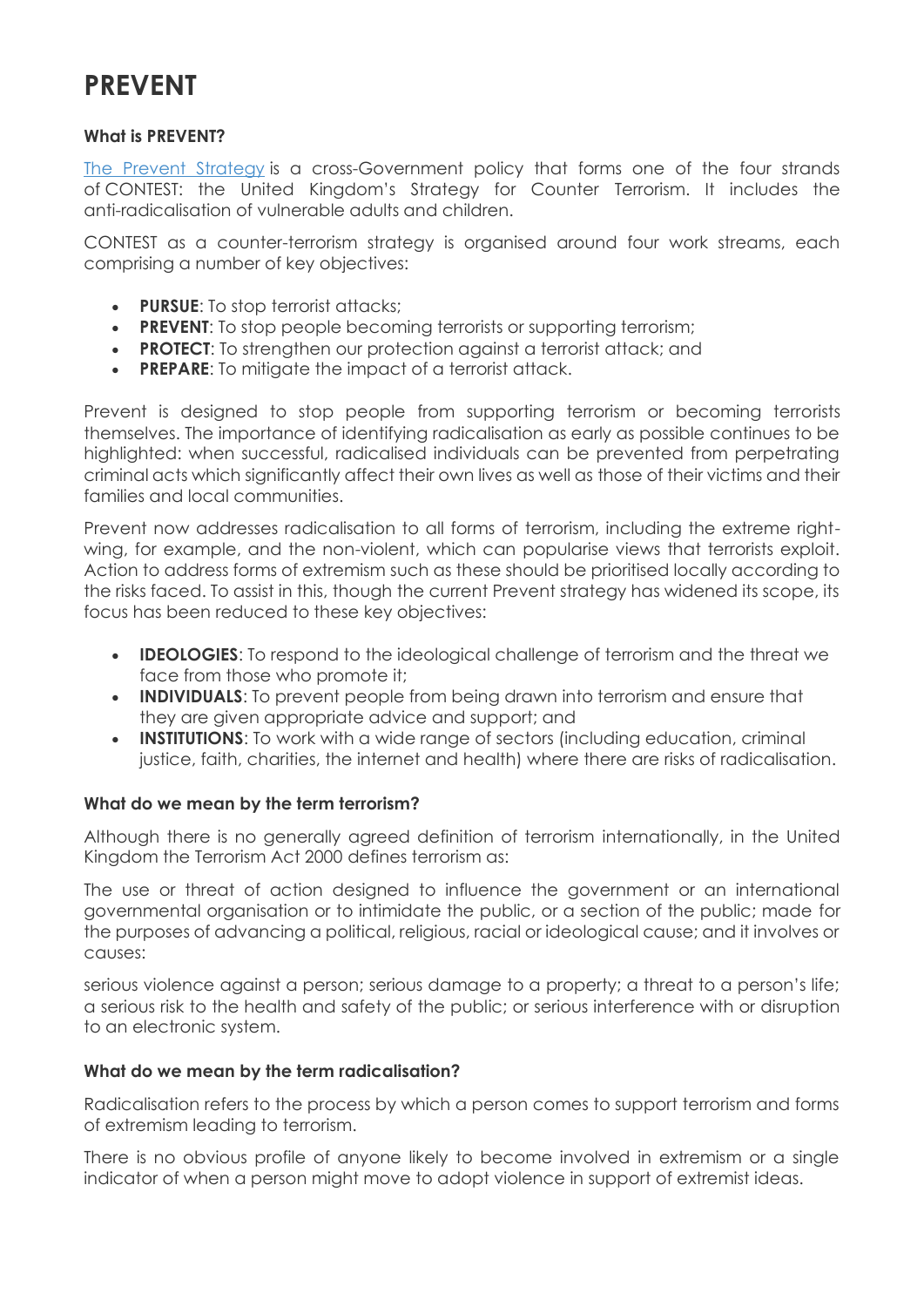# PREVENT

### What is PREVENT?

[The Prevent Strategy] is a cross-Government policy that forms one of the four strands of CONTEST: the United Kingdom's Strategy for Counter Terrorism. It includes the anti-radicalisation of vulnerable adults and children.

CONTEST as a counter-terrorism strategy is organised around four work streams, each comprising a number of key objectives:

- **PURSUE**: To stop terrorist attacks;
- **PREVENT**: To stop people becoming terrorists or supporting terrorism;
- **PROTECT**: To strengthen our protection against a terrorist attack; and
- **PREPARE**: To mitigate the impact of a terrorist attack.

Prevent is designed to stop people from supporting terrorism or becoming terrorists themselves. The importance of identifying radicalisation as early as possible continues to be highlighted: when successful, radicalised individuals can be prevented from perpetrating criminal acts which significantly affect their own lives as well as those of their victims and their families and local communities.

Prevent now addresses radicalisation to all forms of terrorism, including the extreme right-wing, for example, and the non-violent, which can popularise views that terrorists exploit. Action to address forms of extremism such as these should be prioritised locally according to the risks faced. To assist in this, though the current Prevent strategy has widened its scope, its focus has been reduced to these key objectives:

- **IDEOLOGIES**: To respond to the ideological challenge of terrorism and the threat we face from those who promote it;
- **INDIVIDUALS**: To prevent people from being drawn into terrorism and ensure that they are given appropriate advice and support; and
- **INSTITUTIONS**: To work with a wide range of sectors (including education, criminal justice, faith, charities, the internet and health) where there are risks of radicalisation.

### What do we mean by the term terrorism?

Although there is no generally agreed definition of terrorism internationally, in the United Kingdom the Terrorism Act 2000 defines terrorism as:

The use or threat of action designed to influence the government or an international governmental organisation or to intimidate the public, or a section of the public; made for the purposes of advancing a political, religious, racial or ideological cause; and it involves or causes:

serious violence against a person; serious damage to a property; a threat to a person's life; a serious risk to the health and safety of the public; or serious interference with or disruption to an electronic system.

### What do we mean by the term radicalisation?

Radicalisation refers to the process by which a person comes to support terrorism and forms of extremism leading to terrorism.

There is no obvious profile of anyone likely to become involved in extremism or a single indicator of when a person might move to adopt violence in support of extremist ideas.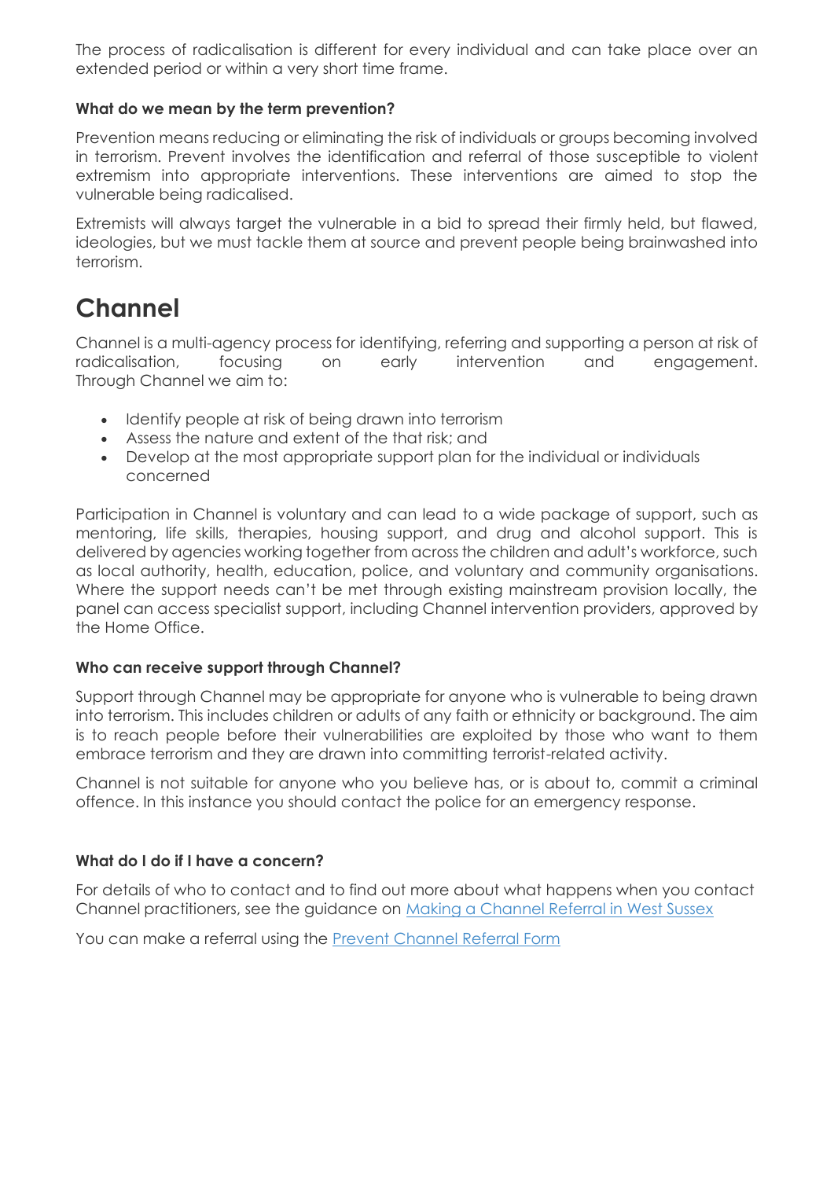The process of radicalisation is different for every individual and can take place over an extended period or within a very short time frame.

**What do we mean by the term prevention?**

Prevention means reducing or eliminating the risk of individuals or groups becoming involved in terrorism. Prevent involves the identification and referral of those susceptible to violent extremism into appropriate interventions. These interventions are aimed to stop the vulnerable being radicalised.

Extremists will always target the vulnerable in a bid to spread their firmly held, but flawed, ideologies, but we must tackle them at source and prevent people being brainwashed into terrorism.

# Channel

Channel is a multi-agency process for identifying, referring and supporting a person at risk of radicalisation, focusing on early intervention and engagement. Through Channel we aim to:

- Identify people at risk of being drawn into terrorism
- Assess the nature and extent of the that risk; and
- Develop at the most appropriate support plan for the individual or individuals concerned

Participation in Channel is voluntary and can lead to a wide package of support, such as mentoring, life skills, therapies, housing support, and drug and alcohol support. This is delivered by agencies working together from across the children and adult's workforce, such as local authority, health, education, police, and voluntary and community organisations. Where the support needs can't be met through existing mainstream provision locally, the panel can access specialist support, including Channel intervention providers, approved by the Home Office.

**Who can receive support through Channel?**

Support through Channel may be appropriate for anyone who is vulnerable to being drawn into terrorism. This includes children or adults of any faith or ethnicity or background. The aim is to reach people before their vulnerabilities are exploited by those who want to them embrace terrorism and they are drawn into committing terrorist-related activity.

Channel is not suitable for anyone who you believe has, or is about to, commit a criminal offence. In this instance you should contact the police for an emergency response.

**What do I do if I have a concern?**

For details of who to contact and to find out more about what happens when you contact Channel practitioners, see the guidance on Making a Channel Referral in West Sussex

You can make a referral using the Prevent Channel Referral Form